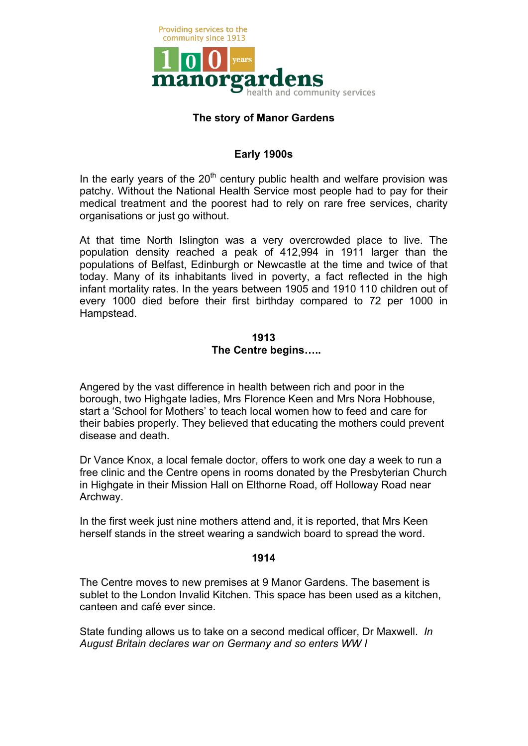Providing services to the community since 1913

100 years manorgardens health and community services

# The story of Manor Gardens

## Early 1900s

In the early years of the 20th century public health and welfare provision was patchy. Without the National Health Service most people had to pay for their medical treatment and the poorest had to rely on rare free services, charity organisations or just go without.

At that time North Islington was a very overcrowded place to live. The population density reached a peak of 412,994 in 1911 larger than the populations of Belfast, Edinburgh or Newcastle at the time and twice of that today. Many of its inhabitants lived in poverty, a fact reflected in the high infant mortality rates. In the years between 1905 and 1910 110 children out of every 1000 died before their first birthday compared to 72 per 1000 in Hampstead.

## 1913
## The Centre begins…..

Angered by the vast difference in health between rich and poor in the borough, two Highgate ladies, Mrs Florence Keen and Mrs Nora Hobhouse, start a 'School for Mothers' to teach local women how to feed and care for their babies properly. They believed that educating the mothers could prevent disease and death.

Dr Vance Knox, a local female doctor, offers to work one day a week to run a free clinic and the Centre opens in rooms donated by the Presbyterian Church in Highgate in their Mission Hall on Elthorne Road, off Holloway Road near Archway.

In the first week just nine mothers attend and, it is reported, that Mrs Keen herself stands in the street wearing a sandwich board to spread the word.

## 1914

The Centre moves to new premises at 9 Manor Gardens. The basement is sublet to the London Invalid Kitchen. This space has been used as a kitchen, canteen and café ever since.

State funding allows us to take on a second medical officer, Dr Maxwell. *In August Britain declares war on Germany and so enters WW I*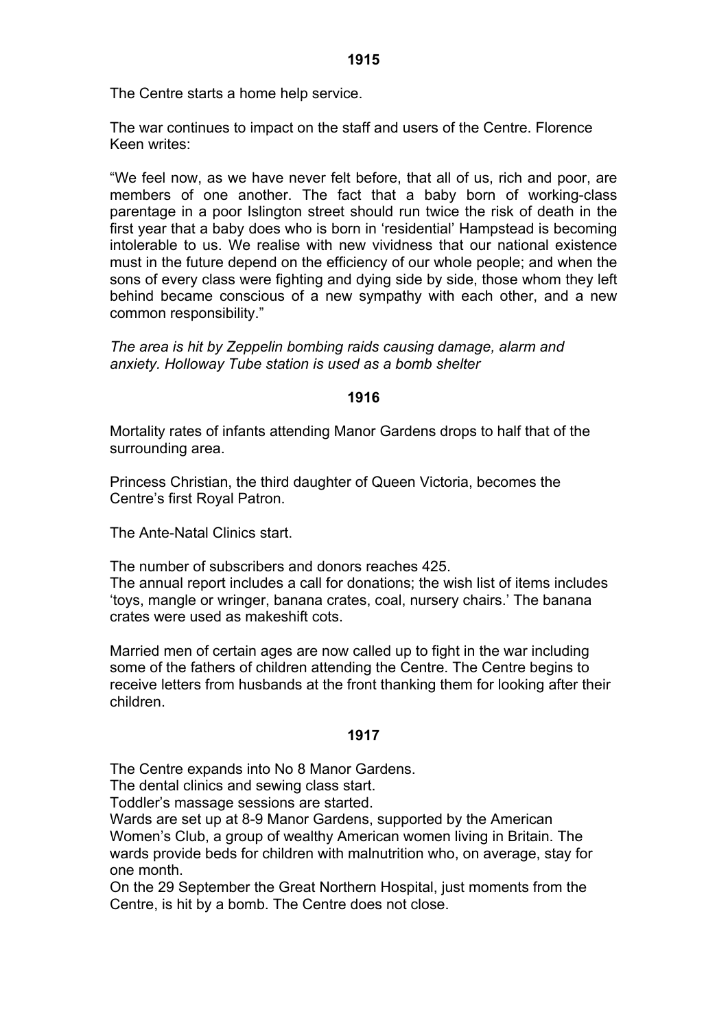## 1915

The Centre starts a home help service.

The war continues to impact on the staff and users of the Centre. Florence Keen writes:

"We feel now, as we have never felt before, that all of us, rich and poor, are members of one another. The fact that a baby born of working-class parentage in a poor Islington street should run twice the risk of death in the first year that a baby does who is born in 'residential' Hampstead is becoming intolerable to us. We realise with new vividness that our national existence must in the future depend on the efficiency of our whole people; and when the sons of every class were fighting and dying side by side, those whom they left behind became conscious of a new sympathy with each other, and a new common responsibility."

*The area is hit by Zeppelin bombing raids causing damage, alarm and anxiety. Holloway Tube station is used as a bomb shelter*

## 1916

Mortality rates of infants attending Manor Gardens drops to half that of the surrounding area.

Princess Christian, the third daughter of Queen Victoria, becomes the Centre's first Royal Patron.

The Ante-Natal Clinics start.

The number of subscribers and donors reaches 425.
The annual report includes a call for donations; the wish list of items includes 'toys, mangle or wringer, banana crates, coal, nursery chairs.' The banana crates were used as makeshift cots.

Married men of certain ages are now called up to fight in the war including some of the fathers of children attending the Centre. The Centre begins to receive letters from husbands at the front thanking them for looking after their children.

## 1917

The Centre expands into No 8 Manor Gardens.
The dental clinics and sewing class start.
Toddler's massage sessions are started.
Wards are set up at 8-9 Manor Gardens, supported by the American Women's Club, a group of wealthy American women living in Britain. The wards provide beds for children with malnutrition who, on average, stay for one month.
On the 29 September the Great Northern Hospital, just moments from the Centre, is hit by a bomb. The Centre does not close.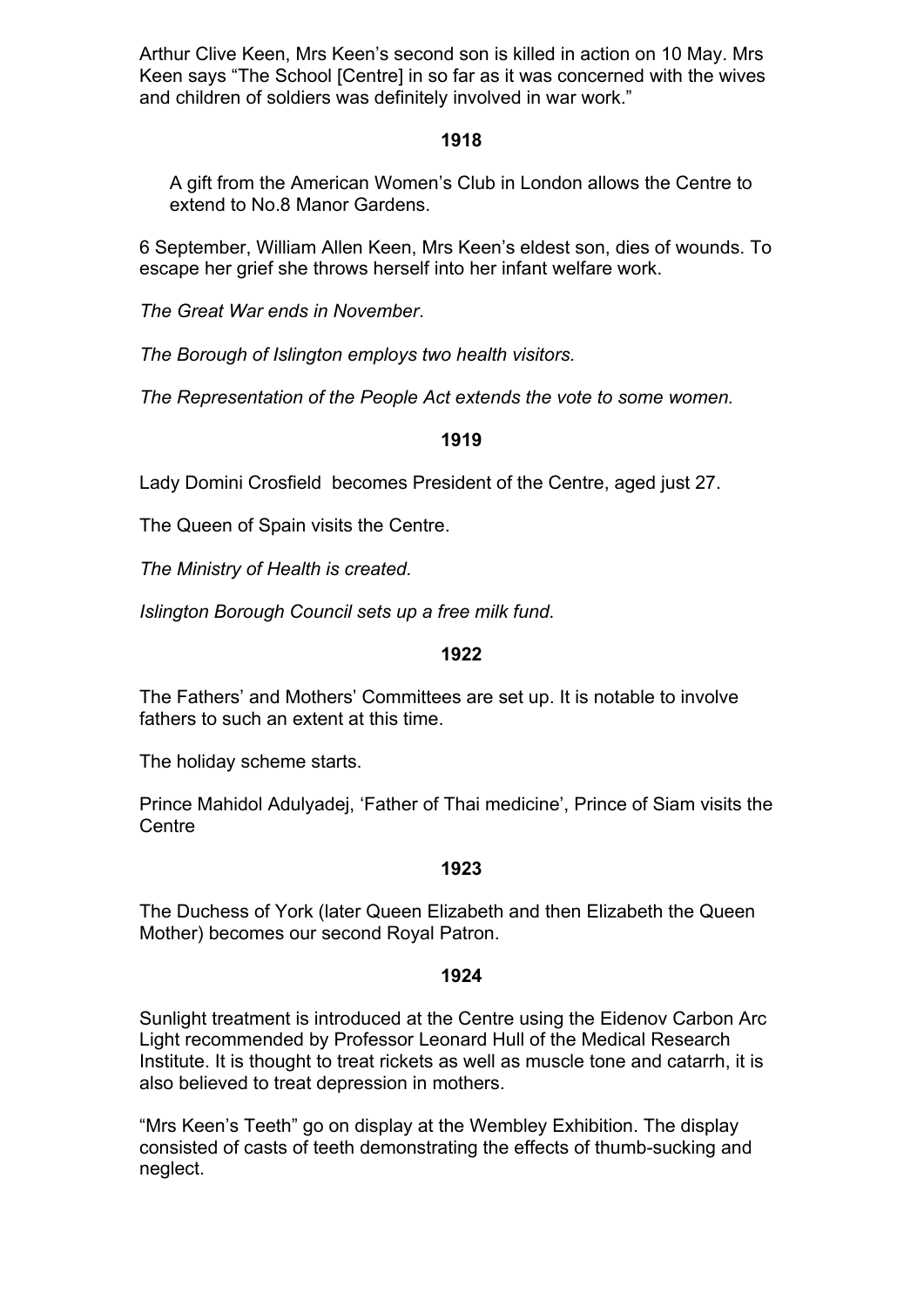Arthur Clive Keen, Mrs Keen's second son is killed in action on 10 May. Mrs Keen says "The School [Centre] in so far as it was concerned with the wives and children of soldiers was definitely involved in war work."

## 1918

A gift from the American Women's Club in London allows the Centre to extend to No.8 Manor Gardens.

6 September, William Allen Keen, Mrs Keen's eldest son, dies of wounds. To escape her grief she throws herself into her infant welfare work.

*The Great War ends in November.*

*The Borough of Islington employs two health visitors.*

*The Representation of the People Act extends the vote to some women.*

## 1919

Lady Domini Crosfield becomes President of the Centre, aged just 27.

The Queen of Spain visits the Centre.

*The Ministry of Health is created.*

*Islington Borough Council sets up a free milk fund.*

## 1922

The Fathers' and Mothers' Committees are set up. It is notable to involve fathers to such an extent at this time.

The holiday scheme starts.

Prince Mahidol Adulyadej, 'Father of Thai medicine', Prince of Siam visits the Centre

## 1923

The Duchess of York (later Queen Elizabeth and then Elizabeth the Queen Mother) becomes our second Royal Patron.

## 1924

Sunlight treatment is introduced at the Centre using the Eidenov Carbon Arc Light recommended by Professor Leonard Hull of the Medical Research Institute. It is thought to treat rickets as well as muscle tone and catarrh, it is also believed to treat depression in mothers.

"Mrs Keen's Teeth" go on display at the Wembley Exhibition. The display consisted of casts of teeth demonstrating the effects of thumb-sucking and neglect.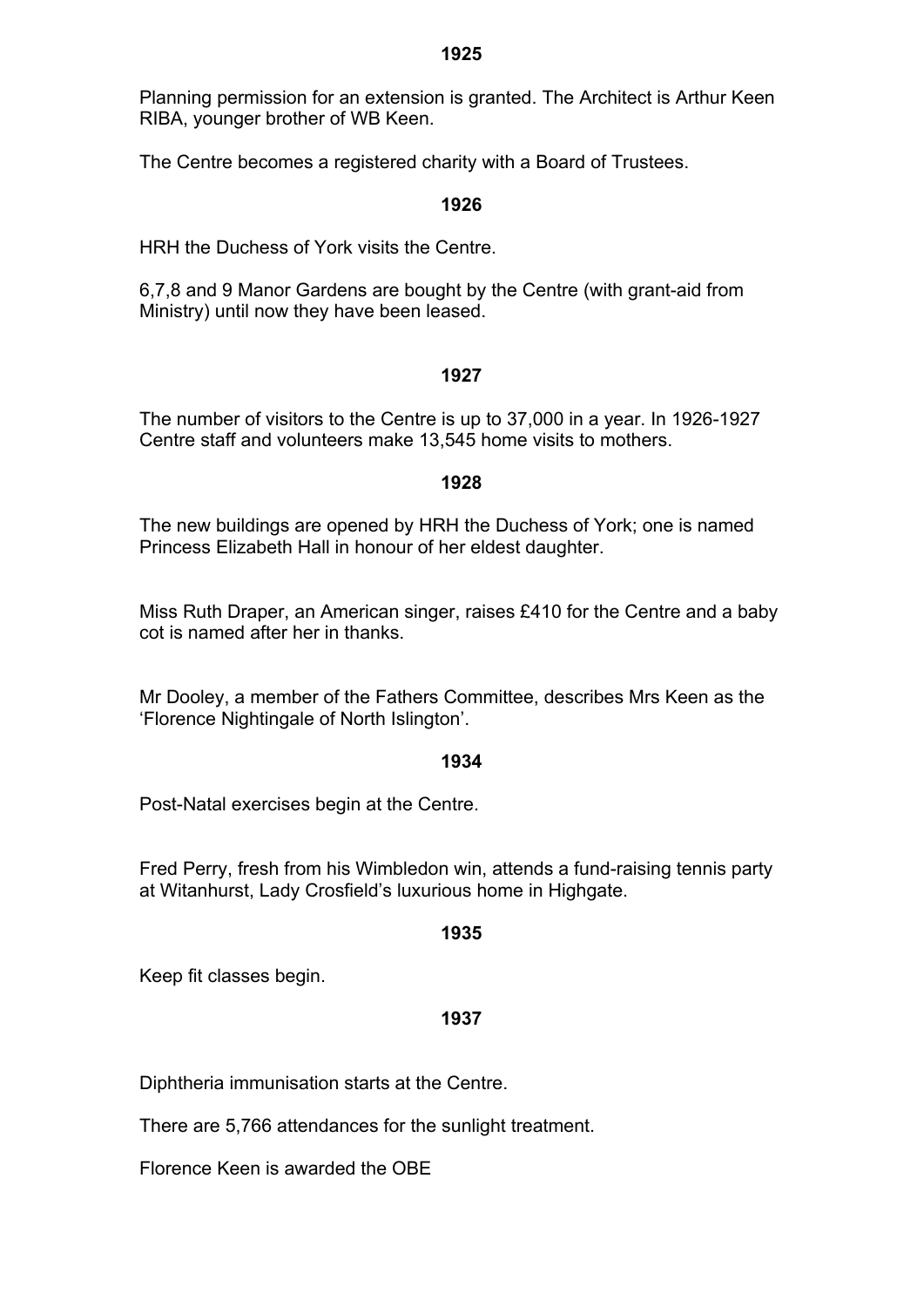### 1925

Planning permission for an extension is granted. The Architect is Arthur Keen RIBA, younger brother of WB Keen.

The Centre becomes a registered charity with a Board of Trustees.

### 1926

HRH the Duchess of York visits the Centre.

6,7,8 and 9 Manor Gardens are bought by the Centre (with grant-aid from Ministry) until now they have been leased.

### 1927

The number of visitors to the Centre is up to 37,000 in a year. In 1926-1927 Centre staff and volunteers make 13,545 home visits to mothers.

### 1928

The new buildings are opened by HRH the Duchess of York; one is named Princess Elizabeth Hall in honour of her eldest daughter.

Miss Ruth Draper, an American singer, raises £410 for the Centre and a baby cot is named after her in thanks.

Mr Dooley, a member of the Fathers Committee, describes Mrs Keen as the 'Florence Nightingale of North Islington'.

### 1934

Post-Natal exercises begin at the Centre.

Fred Perry, fresh from his Wimbledon win, attends a fund-raising tennis party at Witanhurst, Lady Crosfield's luxurious home in Highgate.

### 1935

Keep fit classes begin.

### 1937

Diphtheria immunisation starts at the Centre.

There are 5,766 attendances for the sunlight treatment.

Florence Keen is awarded the OBE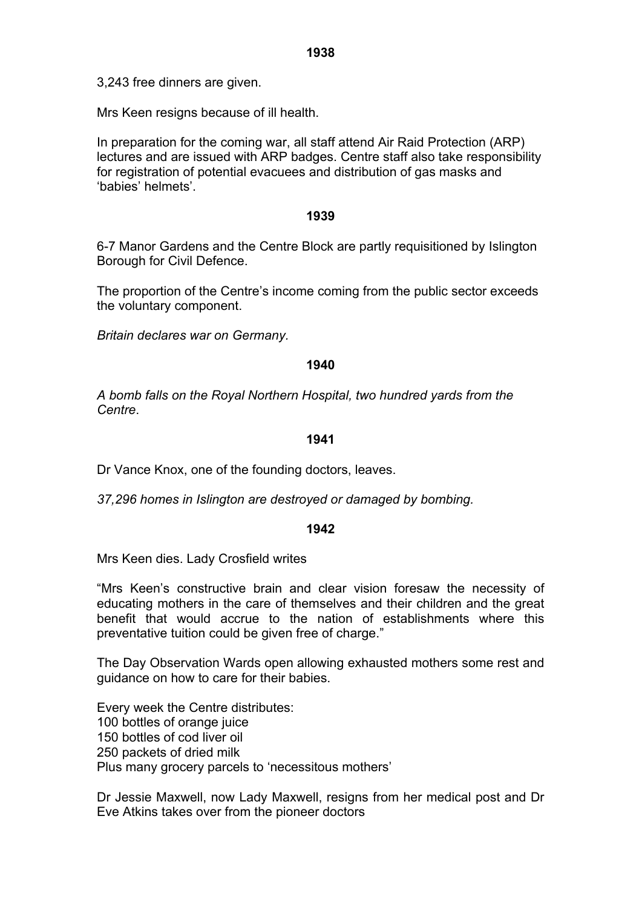**1938**

3,243 free dinners are given.

Mrs Keen resigns because of ill health.

In preparation for the coming war, all staff attend Air Raid Protection (ARP) lectures and are issued with ARP badges. Centre staff also take responsibility for registration of potential evacuees and distribution of gas masks and 'babies' helmets'.

**1939**

6-7 Manor Gardens and the Centre Block are partly requisitioned by Islington Borough for Civil Defence.

The proportion of the Centre's income coming from the public sector exceeds the voluntary component.

*Britain declares war on Germany.*

**1940**

*A bomb falls on the Royal Northern Hospital, two hundred yards from the Centre.*

**1941**

Dr Vance Knox, one of the founding doctors, leaves.

*37,296 homes in Islington are destroyed or damaged by bombing.*

**1942**

Mrs Keen dies. Lady Crosfield writes

"Mrs Keen's constructive brain and clear vision foresaw the necessity of educating mothers in the care of themselves and their children and the great benefit that would accrue to the nation of establishments where this preventative tuition could be given free of charge."

The Day Observation Wards open allowing exhausted mothers some rest and guidance on how to care for their babies.

Every week the Centre distributes:
100 bottles of orange juice
150 bottles of cod liver oil
250 packets of dried milk
Plus many grocery parcels to 'necessitous mothers'

Dr Jessie Maxwell, now Lady Maxwell, resigns from her medical post and Dr Eve Atkins takes over from the pioneer doctors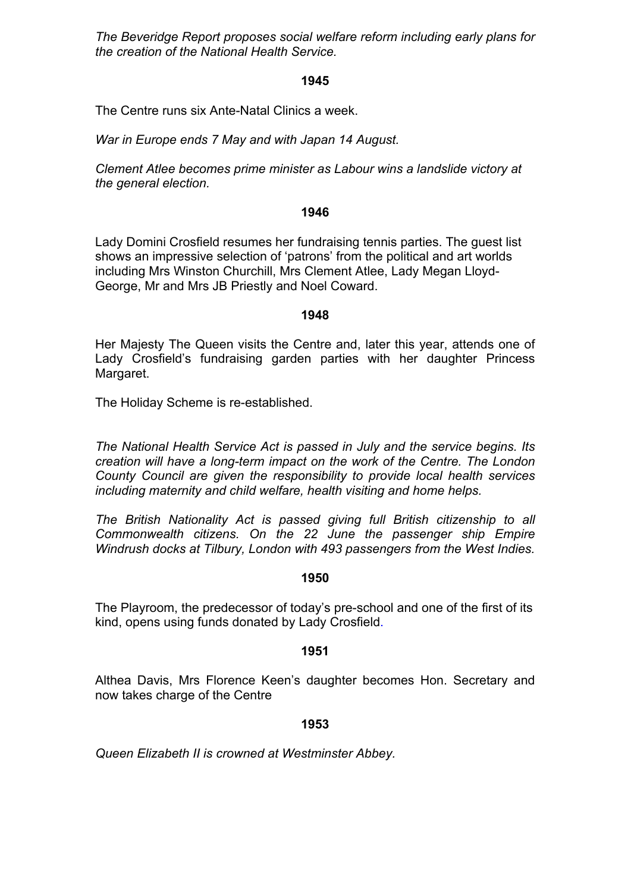*The Beveridge Report proposes social welfare reform including early plans for the creation of the National Health Service.*

**1945**

The Centre runs six Ante-Natal Clinics a week.

*War in Europe ends 7 May and with Japan 14 August.*

*Clement Atlee becomes prime minister as Labour wins a landslide victory at the general election.*

**1946**

Lady Domini Crosfield resumes her fundraising tennis parties. The guest list shows an impressive selection of 'patrons' from the political and art worlds including Mrs Winston Churchill, Mrs Clement Atlee, Lady Megan Lloyd-George, Mr and Mrs JB Priestly and Noel Coward.

**1948**

Her Majesty The Queen visits the Centre and, later this year, attends one of Lady Crosfield's fundraising garden parties with her daughter Princess Margaret.

The Holiday Scheme is re-established.

*The National Health Service Act is passed in July and the service begins. Its creation will have a long-term impact on the work of the Centre. The London County Council are given the responsibility to provide local health services including maternity and child welfare, health visiting and home helps.*

*The British Nationality Act is passed giving full British citizenship to all Commonwealth citizens. On the 22 June the passenger ship Empire Windrush docks at Tilbury, London with 493 passengers from the West Indies.*

**1950**

The Playroom, the predecessor of today's pre-school and one of the first of its kind, opens using funds donated by Lady Crosfield.

**1951**

Althea Davis, Mrs Florence Keen's daughter becomes Hon. Secretary and now takes charge of the Centre

**1953**

*Queen Elizabeth II is crowned at Westminster Abbey.*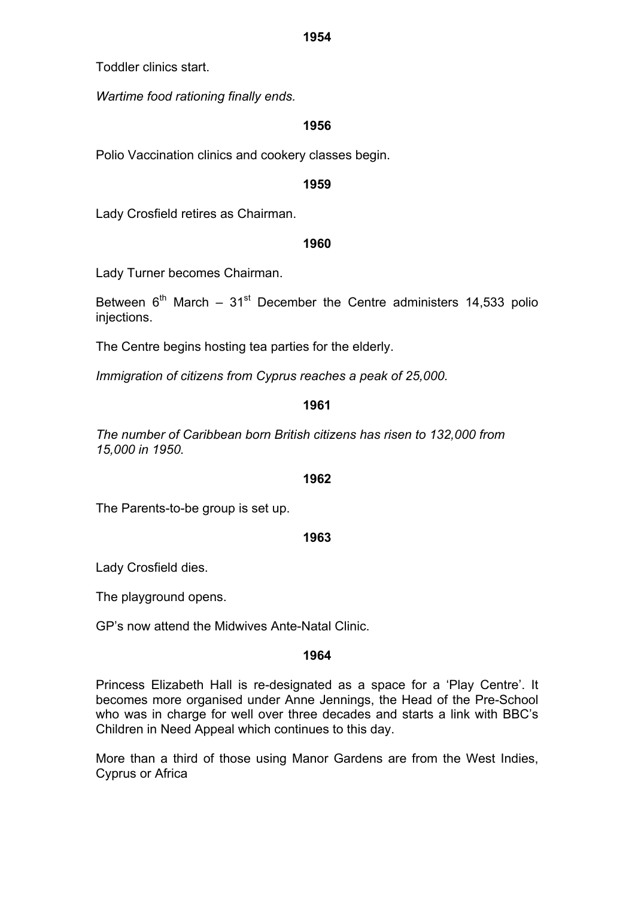**1954**

Toddler clinics start.

*Wartime food rationing finally ends.*

**1956**

Polio Vaccination clinics and cookery classes begin.

**1959**

Lady Crosfield retires as Chairman.

**1960**

Lady Turner becomes Chairman.

Between 6th March – 31st December the Centre administers 14,533 polio injections.

The Centre begins hosting tea parties for the elderly.

*Immigration of citizens from Cyprus reaches a peak of 25,000.*

**1961**

*The number of Caribbean born British citizens has risen to 132,000 from 15,000 in 1950.*

**1962**

The Parents-to-be group is set up.

**1963**

Lady Crosfield dies.

The playground opens.

GP's now attend the Midwives Ante-Natal Clinic.

**1964**

Princess Elizabeth Hall is re-designated as a space for a 'Play Centre'. It becomes more organised under Anne Jennings, the Head of the Pre-School who was in charge for well over three decades and starts a link with BBC's Children in Need Appeal which continues to this day.

More than a third of those using Manor Gardens are from the West Indies, Cyprus or Africa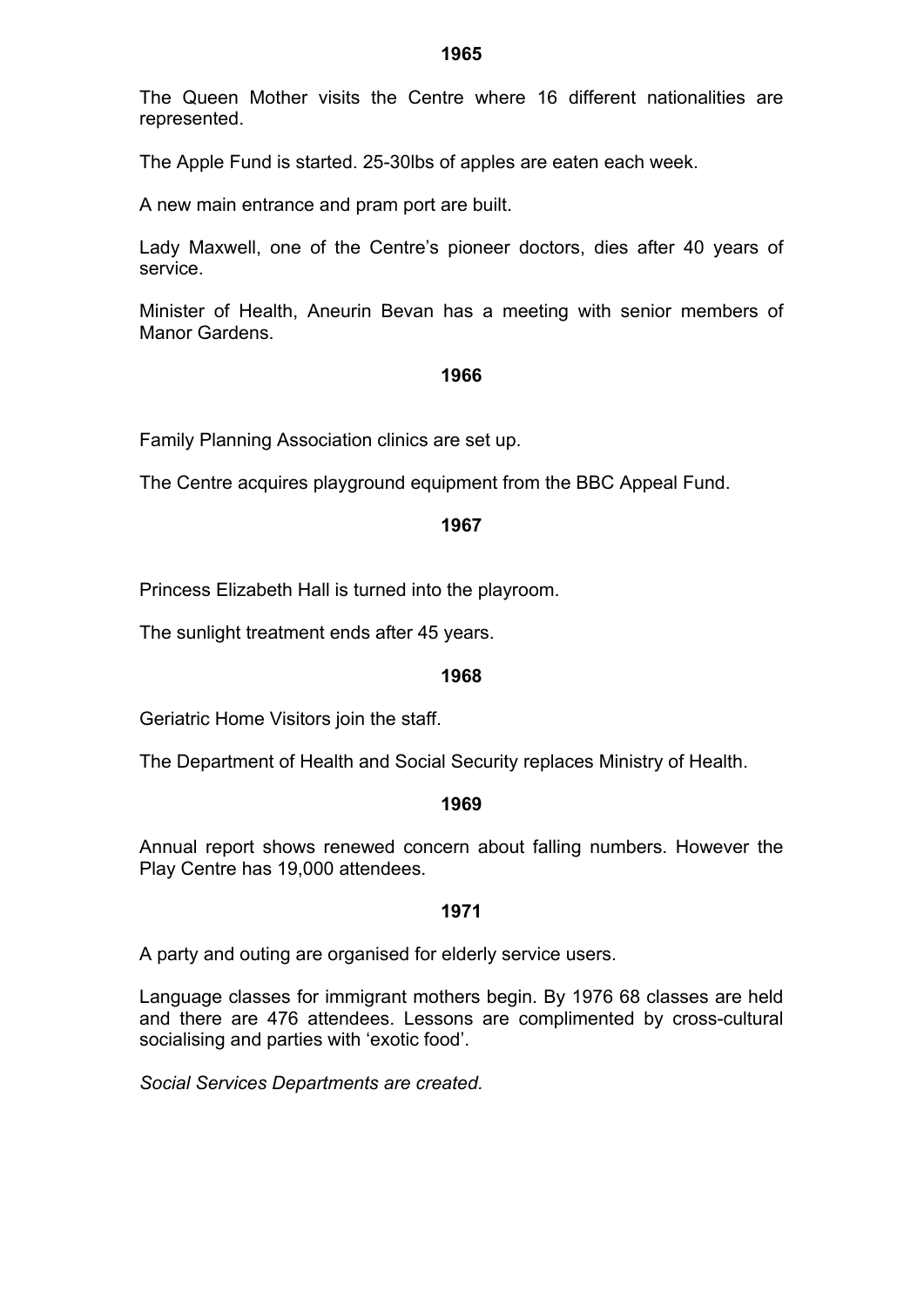**1965**

The Queen Mother visits the Centre where 16 different nationalities are represented.

The Apple Fund is started. 25-30lbs of apples are eaten each week.

A new main entrance and pram port are built.

Lady Maxwell, one of the Centre's pioneer doctors, dies after 40 years of service.

Minister of Health, Aneurin Bevan has a meeting with senior members of Manor Gardens.

**1966**

Family Planning Association clinics are set up.

The Centre acquires playground equipment from the BBC Appeal Fund.

**1967**

Princess Elizabeth Hall is turned into the playroom.

The sunlight treatment ends after 45 years.

**1968**

Geriatric Home Visitors join the staff.

The Department of Health and Social Security replaces Ministry of Health.

**1969**

Annual report shows renewed concern about falling numbers. However the Play Centre has 19,000 attendees.

**1971**

A party and outing are organised for elderly service users.

Language classes for immigrant mothers begin. By 1976 68 classes are held and there are 476 attendees. Lessons are complimented by cross-cultural socialising and parties with 'exotic food'.

*Social Services Departments are created.*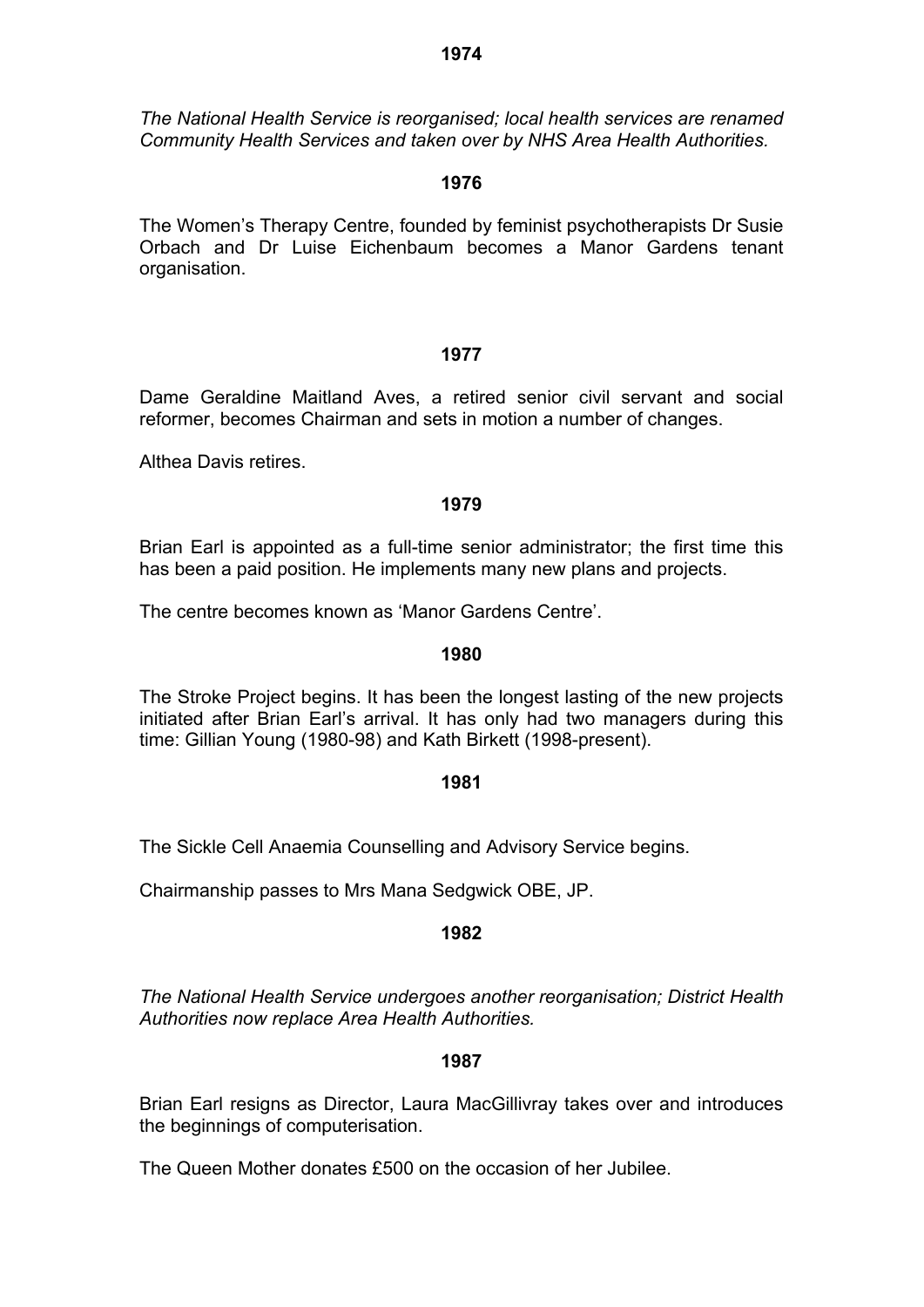**1974**

*The National Health Service is reorganised; local health services are renamed Community Health Services and taken over by NHS Area Health Authorities.*

**1976**

The Women's Therapy Centre, founded by feminist psychotherapists Dr Susie Orbach and Dr Luise Eichenbaum becomes a Manor Gardens tenant organisation.

**1977**

Dame Geraldine Maitland Aves, a retired senior civil servant and social reformer, becomes Chairman and sets in motion a number of changes.

Althea Davis retires.

**1979**

Brian Earl is appointed as a full-time senior administrator; the first time this has been a paid position. He implements many new plans and projects.

The centre becomes known as 'Manor Gardens Centre'.

**1980**

The Stroke Project begins. It has been the longest lasting of the new projects initiated after Brian Earl's arrival. It has only had two managers during this time: Gillian Young (1980-98) and Kath Birkett (1998-present).

**1981**

The Sickle Cell Anaemia Counselling and Advisory Service begins.

Chairmanship passes to Mrs Mana Sedgwick OBE, JP.

**1982**

*The National Health Service undergoes another reorganisation; District Health Authorities now replace Area Health Authorities.*

**1987**

Brian Earl resigns as Director, Laura MacGillivray takes over and introduces the beginnings of computerisation.

The Queen Mother donates £500 on the occasion of her Jubilee.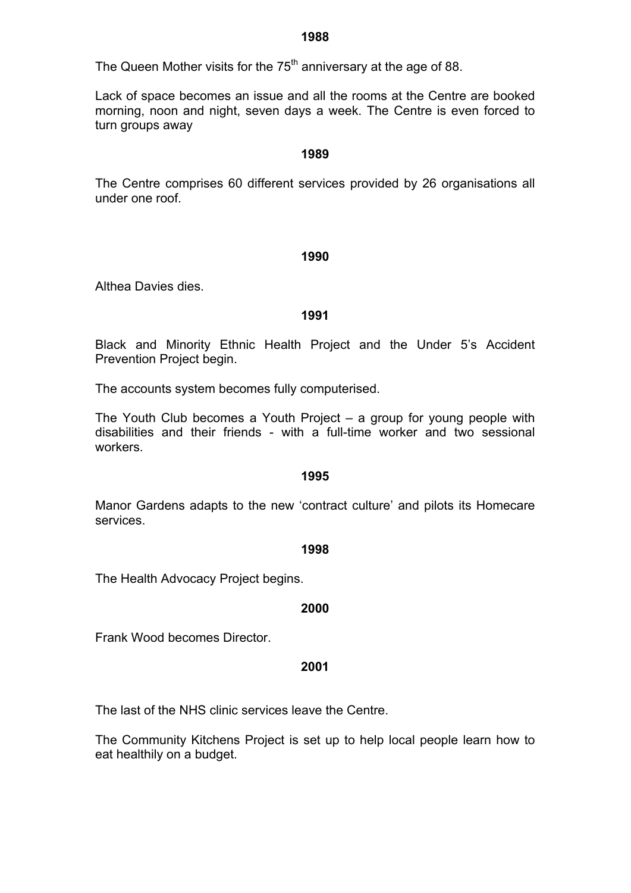**1988**

The Queen Mother visits for the 75th anniversary at the age of 88.

Lack of space becomes an issue and all the rooms at the Centre are booked morning, noon and night, seven days a week. The Centre is even forced to turn groups away

**1989**

The Centre comprises 60 different services provided by 26 organisations all under one roof.

**1990**

Althea Davies dies.

**1991**

Black and Minority Ethnic Health Project and the Under 5's Accident Prevention Project begin.

The accounts system becomes fully computerised.

The Youth Club becomes a Youth Project – a group for young people with disabilities and their friends - with a full-time worker and two sessional workers.

**1995**

Manor Gardens adapts to the new 'contract culture' and pilots its Homecare services.

**1998**

The Health Advocacy Project begins.

**2000**

Frank Wood becomes Director.

**2001**

The last of the NHS clinic services leave the Centre.

The Community Kitchens Project is set up to help local people learn how to eat healthily on a budget.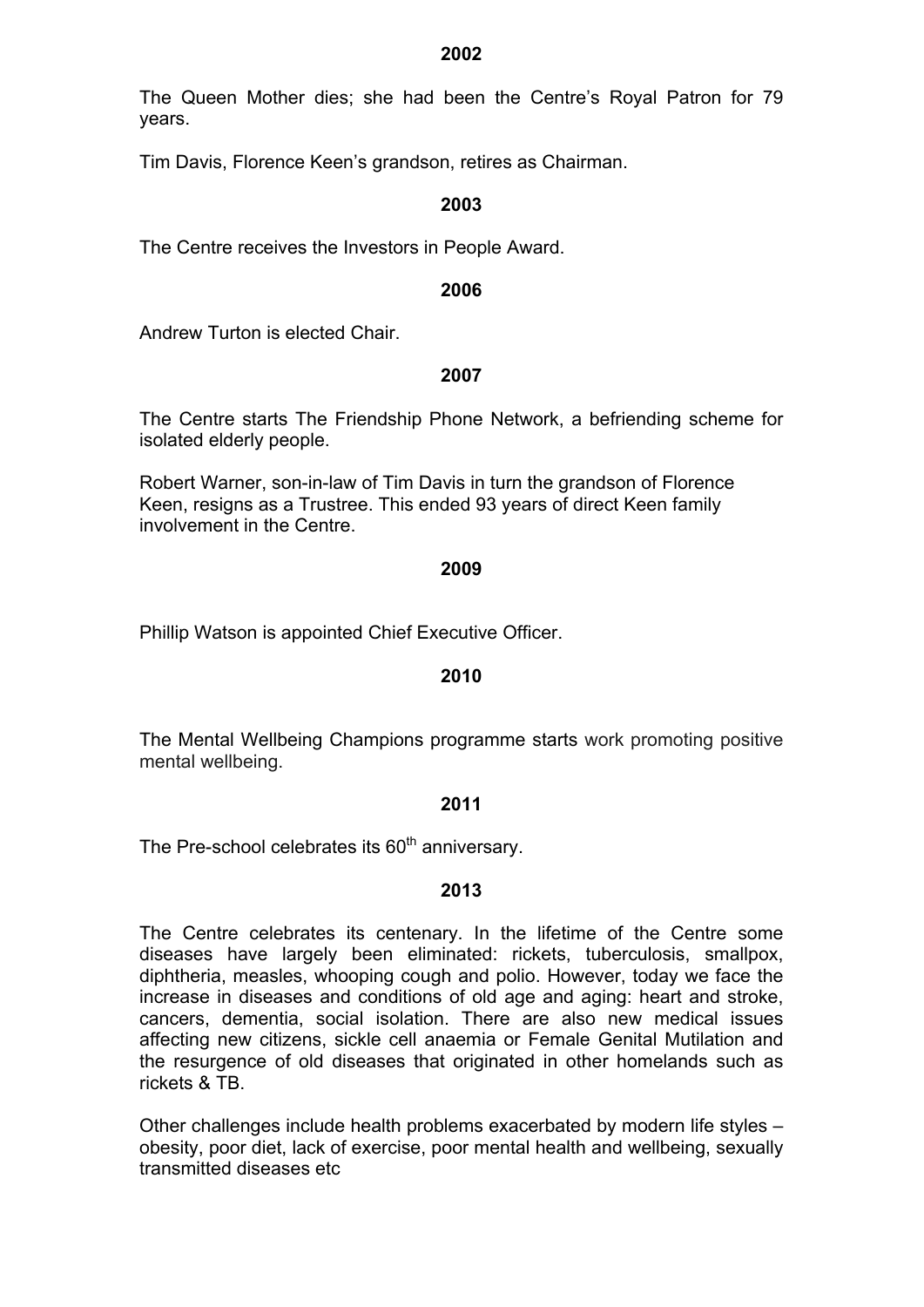**2002**

The Queen Mother dies; she had been the Centre's Royal Patron for 79 years.

Tim Davis, Florence Keen's grandson, retires as Chairman.

**2003**

The Centre receives the Investors in People Award.

**2006**

Andrew Turton is elected Chair.

**2007**

The Centre starts The Friendship Phone Network, a befriending scheme for isolated elderly people.

Robert Warner, son-in-law of Tim Davis in turn the grandson of Florence Keen, resigns as a Trustree. This ended 93 years of direct Keen family involvement in the Centre.

**2009**

Phillip Watson is appointed Chief Executive Officer.

**2010**

The Mental Wellbeing Champions programme starts work promoting positive mental wellbeing.

**2011**

The Pre-school celebrates its 60th anniversary.

**2013**

The Centre celebrates its centenary. In the lifetime of the Centre some diseases have largely been eliminated: rickets, tuberculosis, smallpox, diphtheria, measles, whooping cough and polio. However, today we face the increase in diseases and conditions of old age and aging: heart and stroke, cancers, dementia, social isolation. There are also new medical issues affecting new citizens, sickle cell anaemia or Female Genital Mutilation and the resurgence of old diseases that originated in other homelands such as rickets & TB.

Other challenges include health problems exacerbated by modern life styles – obesity, poor diet, lack of exercise, poor mental health and wellbeing, sexually transmitted diseases etc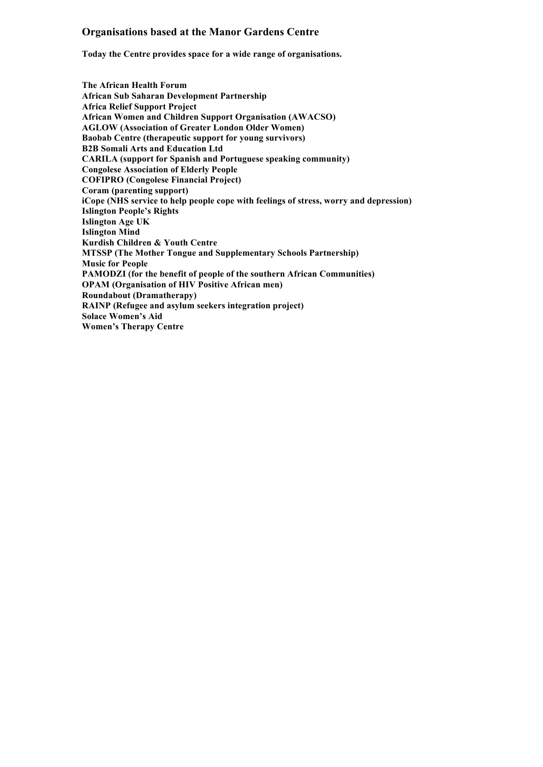## Organisations based at the Manor Gardens Centre

**Today the Centre provides space for a wide range of organisations.**

**The African Health Forum**
**African Sub Saharan Development Partnership**
**Africa Relief Support Project**
**African Women and Children Support Organisation (AWACSO)**
**AGLOW (Association of Greater London Older Women)**
**Baobab Centre (therapeutic support for young survivors)**
**B2B Somali Arts and Education Ltd**
**CARILA (support for Spanish and Portuguese speaking community)**
**Congolese Association of Elderly People**
**COFIPRO (Congolese Financial Project)**
**Coram (parenting support)**
**iCope (NHS service to help people cope with feelings of stress, worry and depression)**
**Islington People's Rights**
**Islington Age UK**
**Islington Mind**
**Kurdish Children & Youth Centre**
**MTSSP (The Mother Tongue and Supplementary Schools Partnership)**
**Music for People**
**PAMODZI (for the benefit of people of the southern African Communities)**
**OPAM (Organisation of HIV Positive African men)**
**Roundabout (Dramatherapy)**
**RAINP (Refugee and asylum seekers integration project)**
**Solace Women's Aid**
**Women's Therapy Centre**